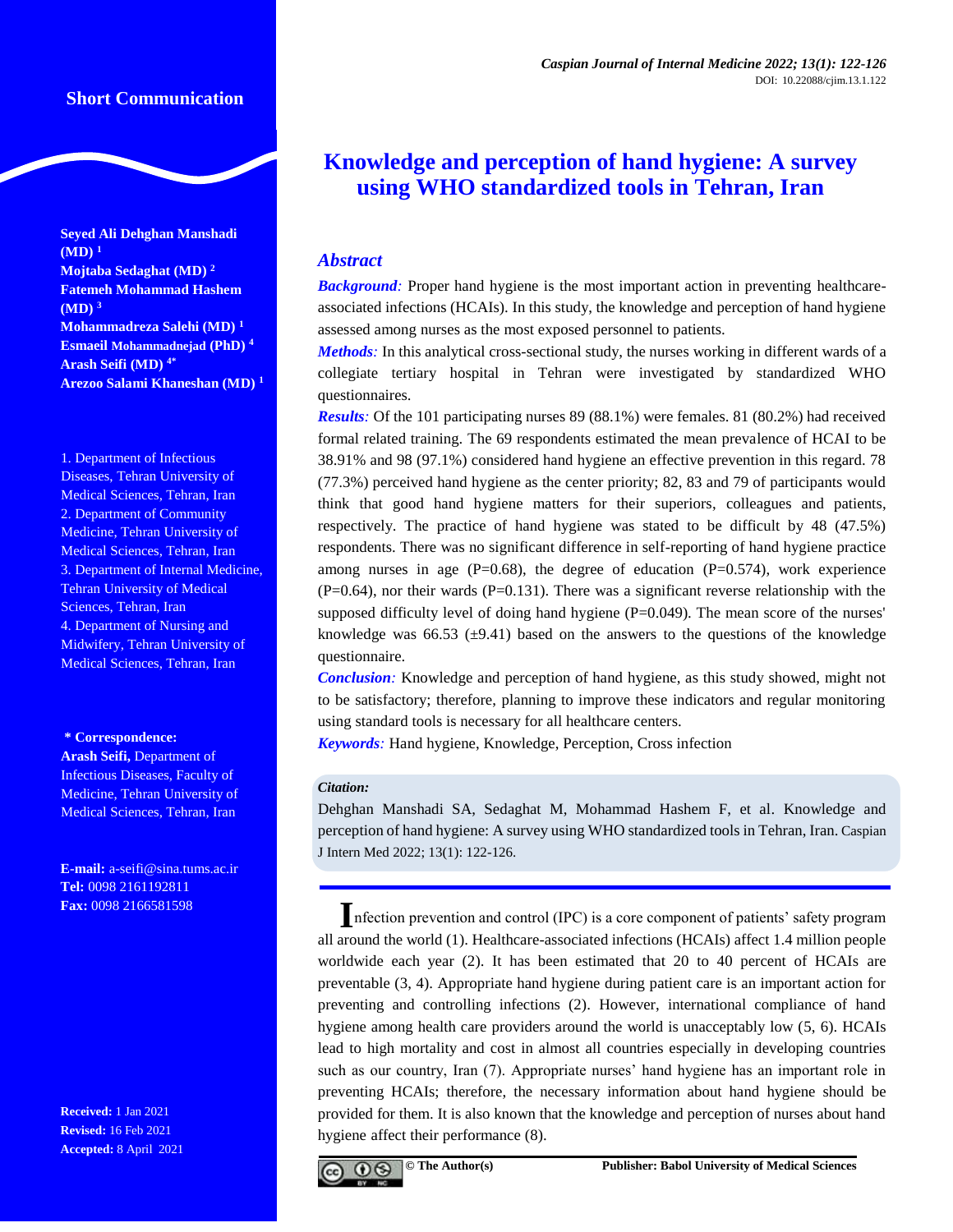Short Communication

# Knowledge and perception of hand hygiene: A survey using WHO standardized tools in Tehran, Iran

**Seyed Ali Dehghan Manshadi (MD)** [1]
**Mojtaba Sedaghat (MD)** [2]
**Fatemeh Mohammad Hashem (MD)** [3]
**Mohammadreza Salehi (MD)** [1]
**Esmaeil Mohammadnejad (PhD)** [4]
**Arash Seifi (MD)** [4*]
**Arezoo Salami Khaneshan (MD)** [1]

1. Department of Infectious Diseases, Tehran University of Medical Sciences, Tehran, Iran
2. Department of Community Medicine, Tehran University of Medical Sciences, Tehran, Iran
3. Department of Internal Medicine, Tehran University of Medical Sciences, Tehran, Iran
4. Department of Nursing and Midwifery, Tehran University of Medical Sciences, Tehran, Iran

**\* Correspondence:**
**Arash Seifi,** Department of Infectious Diseases, Faculty of Medicine, Tehran University of Medical Sciences, Tehran, Iran

**E-mail:** a-seifi@sina.tums.ac.ir
**Tel:** 0098 2161192811
**Fax:** 0098 2166581598

**Received:** 1 Jan 2021
**Revised:** 16 Feb 2021
**Accepted:** 8 April 2021

## Abstract

***Background:*** Proper hand hygiene is the most important action in preventing healthcare-associated infections (HCAIs). In this study, the knowledge and perception of hand hygiene assessed among nurses as the most exposed personnel to patients.

***Methods:*** In this analytical cross-sectional study, the nurses working in different wards of a collegiate tertiary hospital in Tehran were investigated by standardized WHO questionnaires.

***Results:*** Of the 101 participating nurses 89 (88.1%) were females. 81 (80.2%) had received formal related training. The 69 respondents estimated the mean prevalence of HCAI to be 38.91% and 98 (97.1%) considered hand hygiene an effective prevention in this regard. 78 (77.3%) perceived hand hygiene as the center priority; 82, 83 and 79 of participants would think that good hand hygiene matters for their superiors, colleagues and patients, respectively. The practice of hand hygiene was stated to be difficult by 48 (47.5%) respondents. There was no significant difference in self-reporting of hand hygiene practice among nurses in age (P=0.68), the degree of education (P=0.574), work experience (P=0.64), nor their wards (P=0.131). There was a significant reverse relationship with the supposed difficulty level of doing hand hygiene (P=0.049). The mean score of the nurses' knowledge was 66.53 (±9.41) based on the answers to the questions of the knowledge questionnaire.

***Conclusion:*** Knowledge and perception of hand hygiene, as this study showed, might not to be satisfactory; therefore, planning to improve these indicators and regular monitoring using standard tools is necessary for all healthcare centers.

***Keywords:*** Hand hygiene, Knowledge, Perception, Cross infection

***Citation:***
Dehghan Manshadi SA, Sedaghat M, Mohammad Hashem F, et al. Knowledge and perception of hand hygiene: A survey using WHO standardized tools in Tehran, Iran. Caspian J Intern Med 2022; 13(1): 122-126.

Infection prevention and control (IPC) is a core component of patients' safety program all around the world (1). Healthcare-associated infections (HCAIs) affect 1.4 million people worldwide each year (2). It has been estimated that 20 to 40 percent of HCAIs are preventable (3, 4). Appropriate hand hygiene during patient care is an important action for preventing and controlling infections (2). However, international compliance of hand hygiene among health care providers around the world is unacceptably low (5, 6). HCAIs lead to high mortality and cost in almost all countries especially in developing countries such as our country, Iran (7). Appropriate nurses' hand hygiene has an important role in preventing HCAIs; therefore, the necessary information about hand hygiene should be provided for them. It is also known that the knowledge and perception of nurses about hand hygiene affect their performance (8).

© The Author(s) Publisher: Babol University of Medical Sciences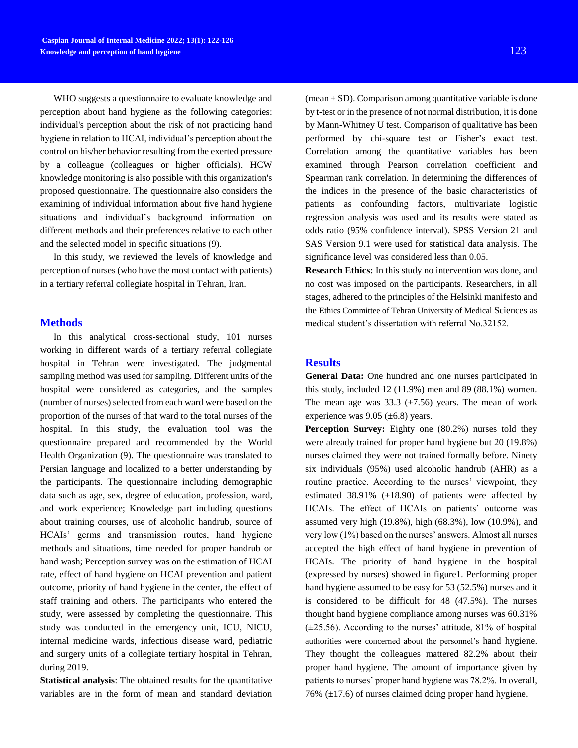WHO suggests a questionnaire to evaluate knowledge and perception about hand hygiene as the following categories: individual's perception about the risk of not practicing hand hygiene in relation to HCAI, individual's perception about the control on his/her behavior resulting from the exerted pressure by a colleague (colleagues or higher officials). HCW knowledge monitoring is also possible with this organization's proposed questionnaire. The questionnaire also considers the examining of individual information about five hand hygiene situations and individual's background information on different methods and their preferences relative to each other and the selected model in specific situations (9).

In this study, we reviewed the levels of knowledge and perception of nurses (who have the most contact with patients) in a tertiary referral collegiate hospital in Tehran, Iran.

## Methods

In this analytical cross-sectional study, 101 nurses working in different wards of a tertiary referral collegiate hospital in Tehran were investigated. The judgmental sampling method was used for sampling. Different units of the hospital were considered as categories, and the samples (number of nurses) selected from each ward were based on the proportion of the nurses of that ward to the total nurses of the hospital. In this study, the evaluation tool was the questionnaire prepared and recommended by the World Health Organization (9). The questionnaire was translated to Persian language and localized to a better understanding by the participants. The questionnaire including demographic data such as age, sex, degree of education, profession, ward, and work experience; Knowledge part including questions about training courses, use of alcoholic handrub, source of HCAIs' germs and transmission routes, hand hygiene methods and situations, time needed for proper handrub or hand wash; Perception survey was on the estimation of HCAI rate, effect of hand hygiene on HCAI prevention and patient outcome, priority of hand hygiene in the center, the effect of staff training and others. The participants who entered the study, were assessed by completing the questionnaire. This study was conducted in the emergency unit, ICU, NICU, internal medicine wards, infectious disease ward, pediatric and surgery units of a collegiate tertiary hospital in Tehran, during 2019.

**Statistical analysis**: The obtained results for the quantitative variables are in the form of mean and standard deviation (mean ± SD). Comparison among quantitative variable is done by t-test or in the presence of not normal distribution, it is done by Mann-Whitney U test. Comparison of qualitative has been performed by chi-square test or Fisher's exact test. Correlation among the quantitative variables has been examined through Pearson correlation coefficient and Spearman rank correlation. In determining the differences of the indices in the presence of the basic characteristics of patients as confounding factors, multivariate logistic regression analysis was used and its results were stated as odds ratio (95% confidence interval). SPSS Version 21 and SAS Version 9.1 were used for statistical data analysis. The significance level was considered less than 0.05.

**Research Ethics:** In this study no intervention was done, and no cost was imposed on the participants. Researchers, in all stages, adhered to the principles of the Helsinki manifesto and the Ethics Committee of Tehran University of Medical Sciences as medical student's dissertation with referral No.32152.

## Results

**General Data:** One hundred and one nurses participated in this study, included 12 (11.9%) men and 89 (88.1%) women. The mean age was 33.3 (±7.56) years. The mean of work experience was 9.05 (±6.8) years.

**Perception Survey:** Eighty one (80.2%) nurses told they were already trained for proper hand hygiene but 20 (19.8%) nurses claimed they were not trained formally before. Ninety six individuals (95%) used alcoholic handrub (AHR) as a routine practice. According to the nurses' viewpoint, they estimated 38.91% (±18.90) of patients were affected by HCAIs. The effect of HCAIs on patients' outcome was assumed very high (19.8%), high (68.3%), low (10.9%), and very low (1%) based on the nurses' answers. Almost all nurses accepted the high effect of hand hygiene in prevention of HCAIs. The priority of hand hygiene in the hospital (expressed by nurses) showed in figure1. Performing proper hand hygiene assumed to be easy for 53 (52.5%) nurses and it is considered to be difficult for 48 (47.5%). The nurses thought hand hygiene compliance among nurses was 60.31% (±25.56). According to the nurses' attitude, 81% of hospital authorities were concerned about the personnel's hand hygiene. They thought the colleagues mattered 82.2% about their proper hand hygiene. The amount of importance given by patients to nurses' proper hand hygiene was 78.2%. In overall, 76% (±17.6) of nurses claimed doing proper hand hygiene.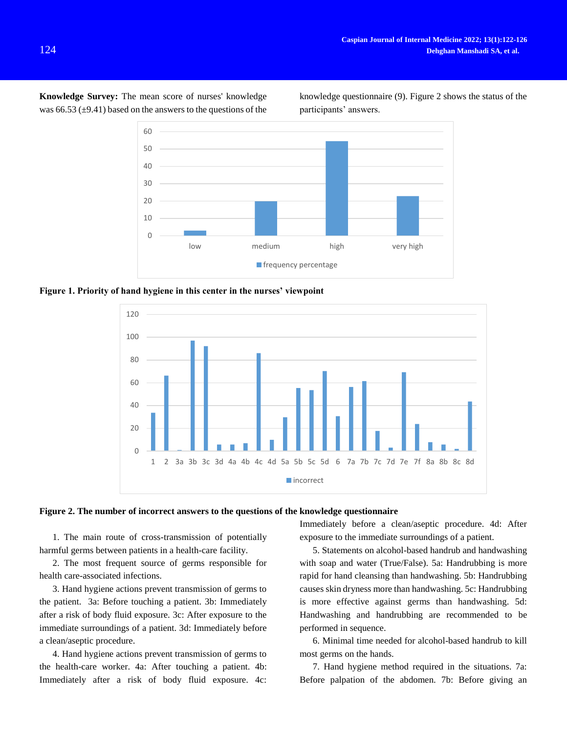**Knowledge Survey:** The mean score of nurses' knowledge was 66.53 (±9.41) based on the answers to the questions of the knowledge questionnaire (9). Figure 2 shows the status of the participants' answers.

**Figure 1. Priority of hand hygiene in this center in the nurses' viewpoint**

**Figure 2. The number of incorrect answers to the questions of the knowledge questionnaire**

1. The main route of cross-transmission of potentially harmful germs between patients in a health-care facility.

2. The most frequent source of germs responsible for health care-associated infections.

3. Hand hygiene actions prevent transmission of germs to the patient. 3a: Before touching a patient. 3b: Immediately after a risk of body fluid exposure. 3c: After exposure to the immediate surroundings of a patient. 3d: Immediately before a clean/aseptic procedure.

4. Hand hygiene actions prevent transmission of germs to the health-care worker. 4a: After touching a patient. 4b: Immediately after a risk of body fluid exposure. 4c: Immediately before a clean/aseptic procedure. 4d: After exposure to the immediate surroundings of a patient.

5. Statements on alcohol-based handrub and handwashing with soap and water (True/False). 5a: Handrubbing is more rapid for hand cleansing than handwashing. 5b: Handrubbing causes skin dryness more than handwashing. 5c: Handrubbing is more effective against germs than handwashing. 5d: Handwashing and handrubbing are recommended to be performed in sequence.

6. Minimal time needed for alcohol-based handrub to kill most germs on the hands.

7. Hand hygiene method required in the situations. 7a: Before palpation of the abdomen. 7b: Before giving an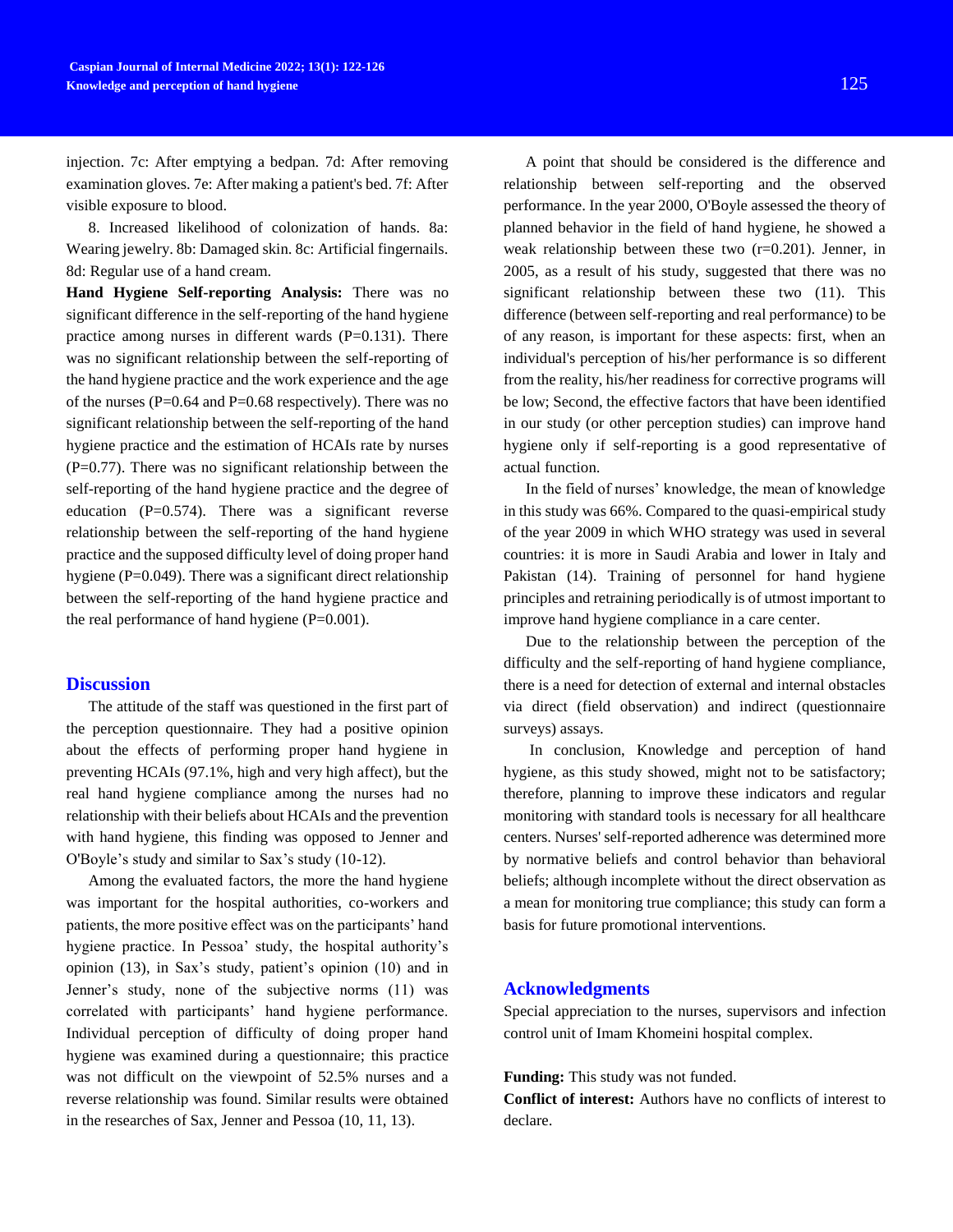injection. 7c: After emptying a bedpan. 7d: After removing examination gloves. 7e: After making a patient's bed. 7f: After visible exposure to blood.

8. Increased likelihood of colonization of hands. 8a: Wearing jewelry. 8b: Damaged skin. 8c: Artificial fingernails. 8d: Regular use of a hand cream.

**Hand Hygiene Self-reporting Analysis:** There was no significant difference in the self-reporting of the hand hygiene practice among nurses in different wards (P=0.131). There was no significant relationship between the self-reporting of the hand hygiene practice and the work experience and the age of the nurses (P=0.64 and P=0.68 respectively). There was no significant relationship between the self-reporting of the hand hygiene practice and the estimation of HCAIs rate by nurses (P=0.77). There was no significant relationship between the self-reporting of the hand hygiene practice and the degree of education (P=0.574). There was a significant reverse relationship between the self-reporting of the hand hygiene practice and the supposed difficulty level of doing proper hand hygiene (P=0.049). There was a significant direct relationship between the self-reporting of the hand hygiene practice and the real performance of hand hygiene (P=0.001).

## Discussion

The attitude of the staff was questioned in the first part of the perception questionnaire. They had a positive opinion about the effects of performing proper hand hygiene in preventing HCAIs (97.1%, high and very high affect), but the real hand hygiene compliance among the nurses had no relationship with their beliefs about HCAIs and the prevention with hand hygiene, this finding was opposed to Jenner and O'Boyle's study and similar to Sax's study (10-12).

Among the evaluated factors, the more the hand hygiene was important for the hospital authorities, co-workers and patients, the more positive effect was on the participants' hand hygiene practice. In Pessoa' study, the hospital authority's opinion (13), in Sax's study, patient's opinion (10) and in Jenner's study, none of the subjective norms (11) was correlated with participants' hand hygiene performance. Individual perception of difficulty of doing proper hand hygiene was examined during a questionnaire; this practice was not difficult on the viewpoint of 52.5% nurses and a reverse relationship was found. Similar results were obtained in the researches of Sax, Jenner and Pessoa (10, 11, 13).

A point that should be considered is the difference and relationship between self-reporting and the observed performance. In the year 2000, O'Boyle assessed the theory of planned behavior in the field of hand hygiene, he showed a weak relationship between these two (r=0.201). Jenner, in 2005, as a result of his study, suggested that there was no significant relationship between these two (11). This difference (between self-reporting and real performance) to be of any reason, is important for these aspects: first, when an individual's perception of his/her performance is so different from the reality, his/her readiness for corrective programs will be low; Second, the effective factors that have been identified in our study (or other perception studies) can improve hand hygiene only if self-reporting is a good representative of actual function.

In the field of nurses' knowledge, the mean of knowledge in this study was 66%. Compared to the quasi-empirical study of the year 2009 in which WHO strategy was used in several countries: it is more in Saudi Arabia and lower in Italy and Pakistan (14). Training of personnel for hand hygiene principles and retraining periodically is of utmost important to improve hand hygiene compliance in a care center.

Due to the relationship between the perception of the difficulty and the self-reporting of hand hygiene compliance, there is a need for detection of external and internal obstacles via direct (field observation) and indirect (questionnaire surveys) assays.

In conclusion, Knowledge and perception of hand hygiene, as this study showed, might not to be satisfactory; therefore, planning to improve these indicators and regular monitoring with standard tools is necessary for all healthcare centers. Nurses' self-reported adherence was determined more by normative beliefs and control behavior than behavioral beliefs; although incomplete without the direct observation as a mean for monitoring true compliance; this study can form a basis for future promotional interventions.

## Acknowledgments

Special appreciation to the nurses, supervisors and infection control unit of Imam Khomeini hospital complex.

**Funding:** This study was not funded.

**Conflict of interest:** Authors have no conflicts of interest to declare.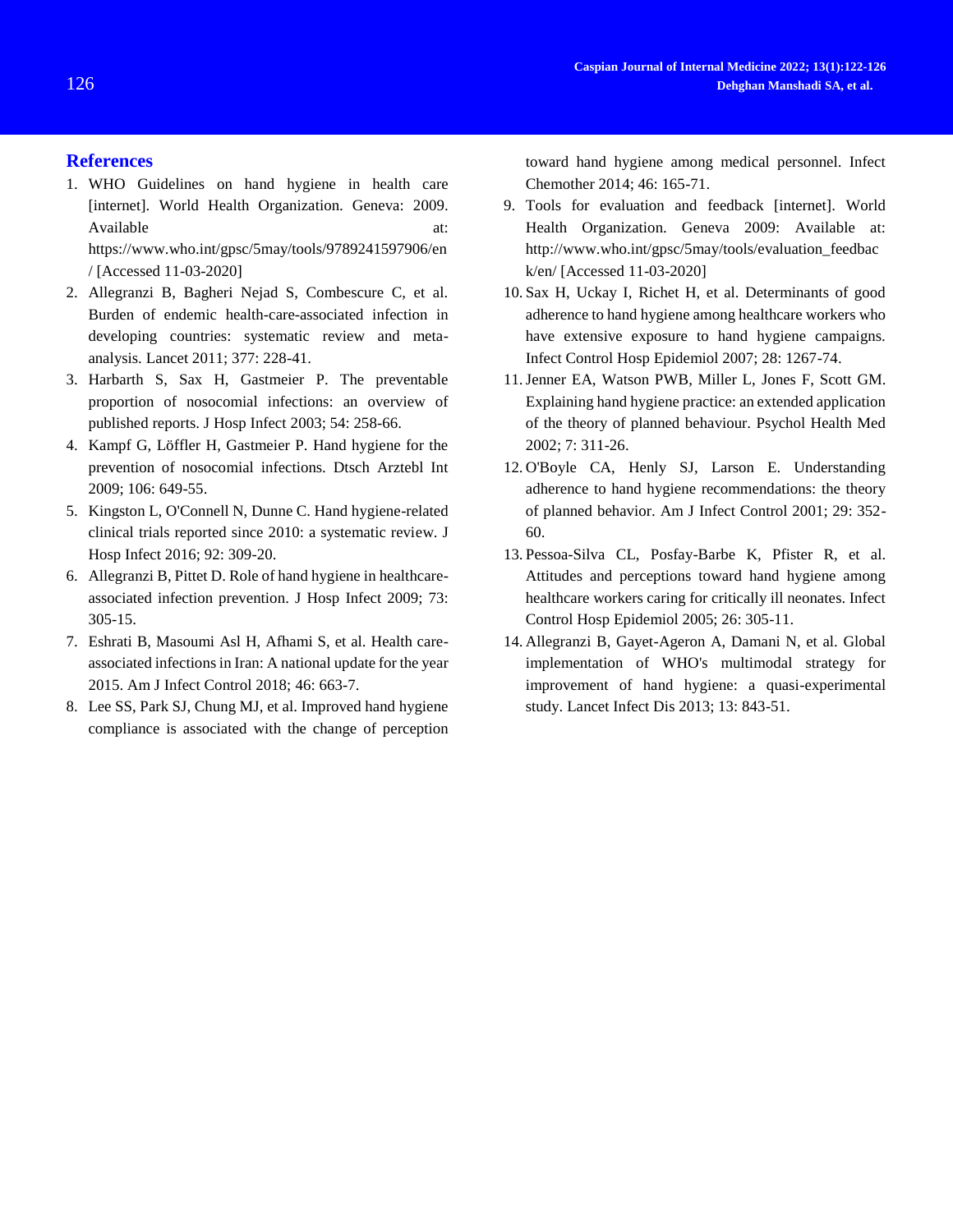## References

1. WHO Guidelines on hand hygiene in health care [internet]. World Health Organization. Geneva: 2009. Available at: https://www.who.int/gpsc/5may/tools/9789241597906/en/ [Accessed 11-03-2020]
2. Allegranzi B, Bagheri Nejad S, Combescure C, et al. Burden of endemic health-care-associated infection in developing countries: systematic review and meta-analysis. Lancet 2011; 377: 228-41.
3. Harbarth S, Sax H, Gastmeier P. The preventable proportion of nosocomial infections: an overview of published reports. J Hosp Infect 2003; 54: 258-66.
4. Kampf G, Löffler H, Gastmeier P. Hand hygiene for the prevention of nosocomial infections. Dtsch Arztebl Int 2009; 106: 649-55.
5. Kingston L, O'Connell N, Dunne C. Hand hygiene-related clinical trials reported since 2010: a systematic review. J Hosp Infect 2016; 92: 309-20.
6. Allegranzi B, Pittet D. Role of hand hygiene in healthcare-associated infection prevention. J Hosp Infect 2009; 73: 305-15.
7. Eshrati B, Masoumi Asl H, Afhami S, et al. Health care-associated infections in Iran: A national update for the year 2015. Am J Infect Control 2018; 46: 663-7.
8. Lee SS, Park SJ, Chung MJ, et al. Improved hand hygiene compliance is associated with the change of perception toward hand hygiene among medical personnel. Infect Chemother 2014; 46: 165-71.
9. Tools for evaluation and feedback [internet]. World Health Organization. Geneva 2009: Available at: http://www.who.int/gpsc/5may/tools/evaluation_feedback/en/ [Accessed 11-03-2020]
10. Sax H, Uckay I, Richet H, et al. Determinants of good adherence to hand hygiene among healthcare workers who have extensive exposure to hand hygiene campaigns. Infect Control Hosp Epidemiol 2007; 28: 1267-74.
11. Jenner EA, Watson PWB, Miller L, Jones F, Scott GM. Explaining hand hygiene practice: an extended application of the theory of planned behaviour. Psychol Health Med 2002; 7: 311-26.
12. O'Boyle CA, Henly SJ, Larson E. Understanding adherence to hand hygiene recommendations: the theory of planned behavior. Am J Infect Control 2001; 29: 352-60.
13. Pessoa-Silva CL, Posfay-Barbe K, Pfister R, et al. Attitudes and perceptions toward hand hygiene among healthcare workers caring for critically ill neonates. Infect Control Hosp Epidemiol 2005; 26: 305-11.
14. Allegranzi B, Gayet-Ageron A, Damani N, et al. Global implementation of WHO's multimodal strategy for improvement of hand hygiene: a quasi-experimental study. Lancet Infect Dis 2013; 13: 843-51.